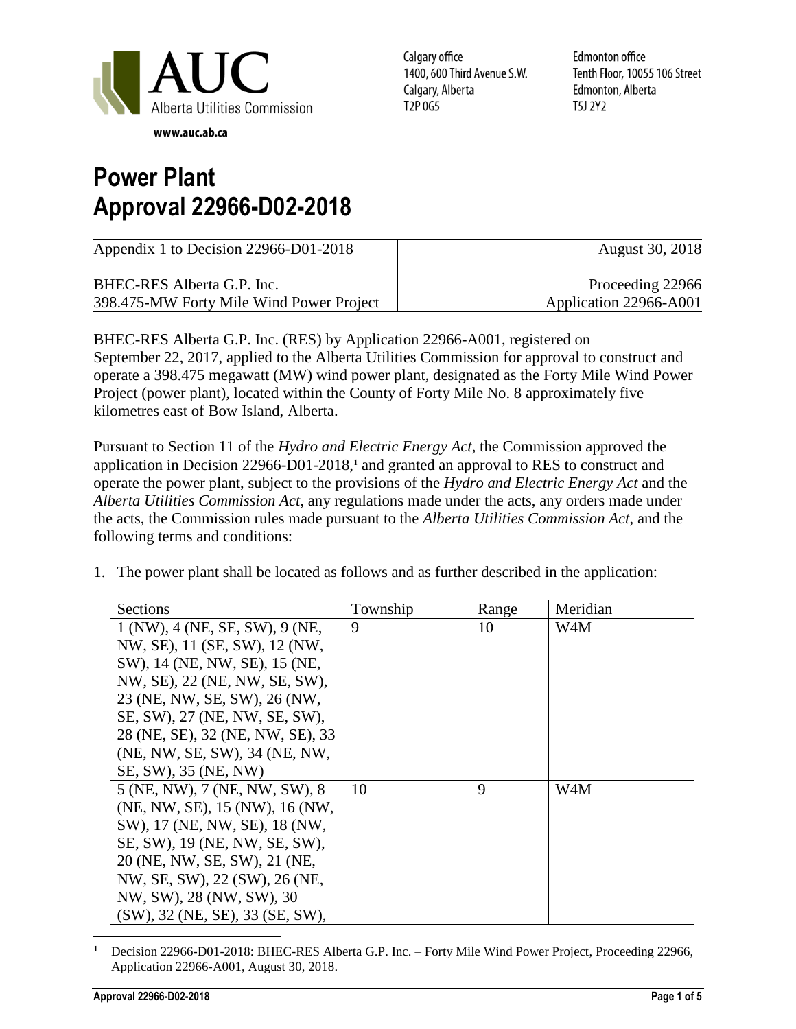Calgary office
1400, 600 Third Avenue S.W.
Calgary, Alberta
T2P 0G5

Edmonton office
Tenth Floor, 10055 106 Street
Edmonton, Alberta
T5J 2Y2

# Power Plant Approval 22966-D02-2018

| Appendix 1 to Decision 22966-D01-2018 | August 30, 2018 |
|---|---|
| BHEC-RES Alberta G.P. Inc.<br>398.475-MW Forty Mile Wind Power Project | Proceeding 22966<br>Application 22966-A001 |

BHEC-RES Alberta G.P. Inc. (RES) by Application 22966-A001, registered on September 22, 2017, applied to the Alberta Utilities Commission for approval to construct and operate a 398.475 megawatt (MW) wind power plant, designated as the Forty Mile Wind Power Project (power plant), located within the County of Forty Mile No. 8 approximately five kilometres east of Bow Island, Alberta.

Pursuant to Section 11 of the *Hydro and Electric Energy Act*, the Commission approved the application in Decision 22966-D01-2018,[1] and granted an approval to RES to construct and operate the power plant, subject to the provisions of the *Hydro and Electric Energy Act* and the *Alberta Utilities Commission Act*, any regulations made under the acts, any orders made under the acts, the Commission rules made pursuant to the *Alberta Utilities Commission Act*, and the following terms and conditions:

1. The power plant shall be located as follows and as further described in the application:

| Sections | Township | Range | Meridian |
|---|---|---|---|
| 1 (NW), 4 (NE, SE, SW), 9 (NE, NW, SE), 11 (SE, SW), 12 (NW, SW), 14 (NE, NW, SE), 15 (NE, NW, SE), 22 (NE, NW, SE, SW), 23 (NE, NW, SE, SW), 26 (NW, SE, SW), 27 (NE, NW, SE, SW), 28 (NE, SE), 32 (NE, NW, SE), 33 (NE, NW, SE, SW), 34 (NE, NW, SE, SW), 35 (NE, NW) | 9 | 10 | W4M |
| 5 (NE, NW), 7 (NE, NW, SW), 8 (NE, NW, SE), 15 (NW), 16 (NW, SW), 17 (NE, NW, SE), 18 (NW, SE, SW), 19 (NE, NW, SE, SW), 20 (NE, NW, SE, SW), 21 (NE, NW, SE, SW), 22 (SW), 26 (NE, NW, SW), 28 (NW, SW), 30 (SW), 32 (NE, SE), 33 (SE, SW), | 10 | 9 | W4M |

[1] Decision 22966-D01-2018: BHEC-RES Alberta G.P. Inc. – Forty Mile Wind Power Project, Proceeding 22966, Application 22966-A001, August 30, 2018.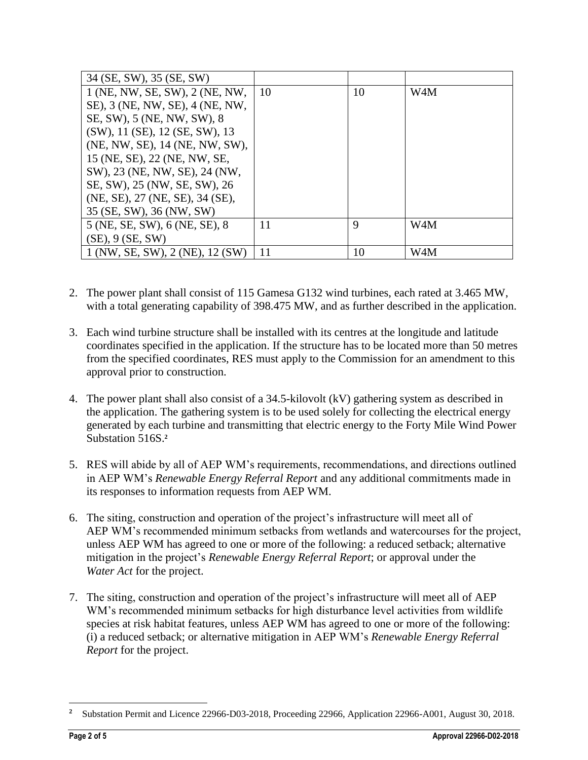| | | | |
|---|---|---|---|
| 34 (SE, SW), 35 (SE, SW) | | | |
| 1 (NE, NW, SE, SW), 2 (NE, NW, SE), 3 (NE, NW, SE), 4 (NE, NW, SE, SW), 5 (NE, NW, SW), 8 (SW), 11 (SE), 12 (SE, SW), 13 (NE, NW, SE), 14 (NE, NW, SW), 15 (NE, SE), 22 (NE, NW, SE, SW), 23 (NE, NW, SE), 24 (NW, SE, SW), 25 (NW, SE, SW), 26 (NE, SE), 27 (NE, SE), 34 (SE), 35 (SE, SW), 36 (NW, SW) | 10 | 10 | W4M |
| 5 (NE, SE, SW), 6 (NE, SE), 8 (SE), 9 (SE, SW) | 11 | 9 | W4M |
| 1 (NW, SE, SW), 2 (NE), 12 (SW) | 11 | 10 | W4M |

2. The power plant shall consist of 115 Gamesa G132 wind turbines, each rated at 3.465 MW, with a total generating capability of 398.475 MW, and as further described in the application.

3. Each wind turbine structure shall be installed with its centres at the longitude and latitude coordinates specified in the application. If the structure has to be located more than 50 metres from the specified coordinates, RES must apply to the Commission for an amendment to this approval prior to construction.

4. The power plant shall also consist of a 34.5-kilovolt (kV) gathering system as described in the application. The gathering system is to be used solely for collecting the electrical energy generated by each turbine and transmitting that electric energy to the Forty Mile Wind Power Substation 516S.[2]

5. RES will abide by all of AEP WM's requirements, recommendations, and directions outlined in AEP WM's *Renewable Energy Referral Report* and any additional commitments made in its responses to information requests from AEP WM.

6. The siting, construction and operation of the project's infrastructure will meet all of AEP WM's recommended minimum setbacks from wetlands and watercourses for the project, unless AEP WM has agreed to one or more of the following: a reduced setback; alternative mitigation in the project's *Renewable Energy Referral Report*; or approval under the *Water Act* for the project.

7. The siting, construction and operation of the project's infrastructure will meet all of AEP WM's recommended minimum setbacks for high disturbance level activities from wildlife species at risk habitat features, unless AEP WM has agreed to one or more of the following: (i) a reduced setback; or alternative mitigation in AEP WM's *Renewable Energy Referral Report* for the project.

[2] Substation Permit and Licence 22966-D03-2018, Proceeding 22966, Application 22966-A001, August 30, 2018.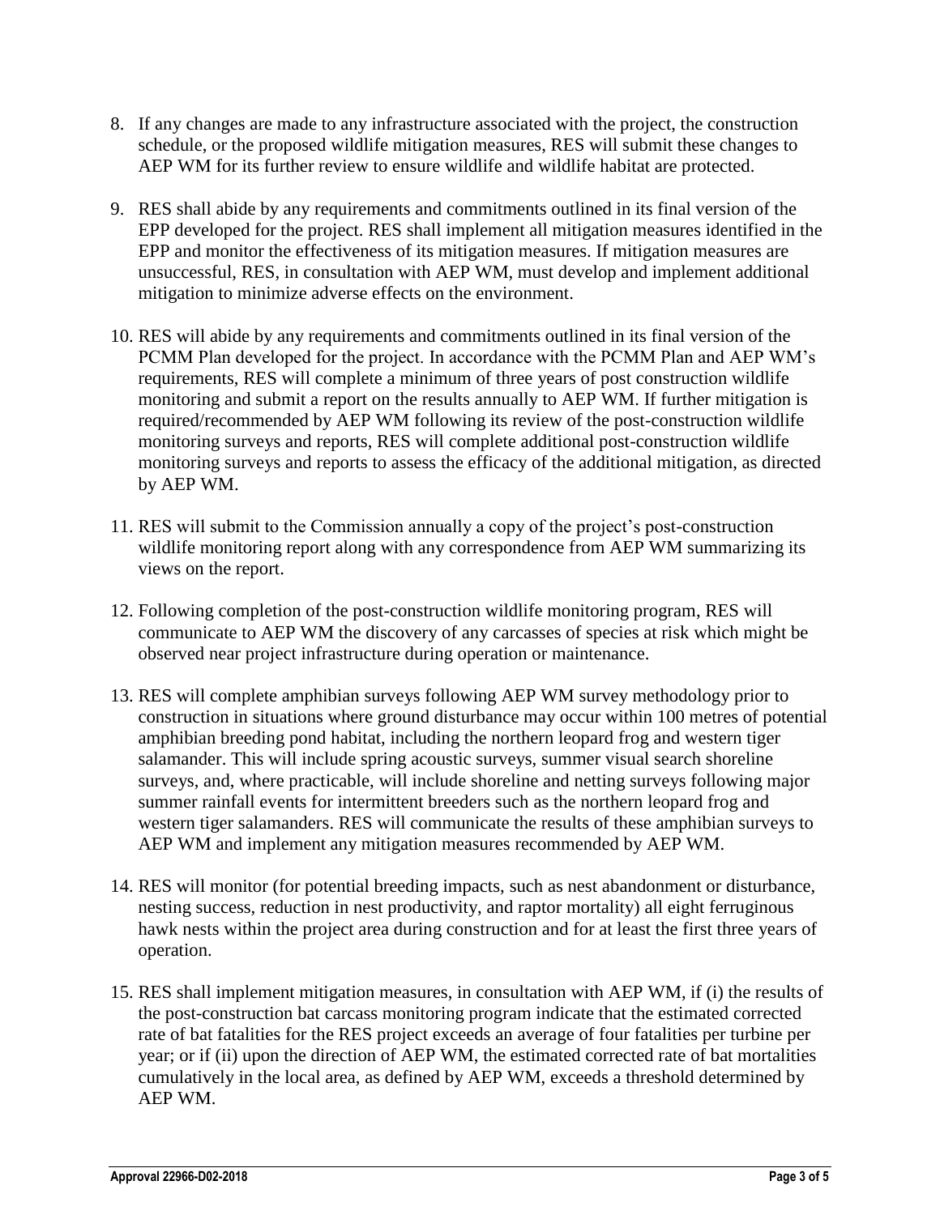8. If any changes are made to any infrastructure associated with the project, the construction schedule, or the proposed wildlife mitigation measures, RES will submit these changes to AEP WM for its further review to ensure wildlife and wildlife habitat are protected.

9. RES shall abide by any requirements and commitments outlined in its final version of the EPP developed for the project. RES shall implement all mitigation measures identified in the EPP and monitor the effectiveness of its mitigation measures. If mitigation measures are unsuccessful, RES, in consultation with AEP WM, must develop and implement additional mitigation to minimize adverse effects on the environment.

10. RES will abide by any requirements and commitments outlined in its final version of the PCMM Plan developed for the project. In accordance with the PCMM Plan and AEP WM's requirements, RES will complete a minimum of three years of post construction wildlife monitoring and submit a report on the results annually to AEP WM. If further mitigation is required/recommended by AEP WM following its review of the post-construction wildlife monitoring surveys and reports, RES will complete additional post-construction wildlife monitoring surveys and reports to assess the efficacy of the additional mitigation, as directed by AEP WM.

11. RES will submit to the Commission annually a copy of the project's post-construction wildlife monitoring report along with any correspondence from AEP WM summarizing its views on the report.

12. Following completion of the post-construction wildlife monitoring program, RES will communicate to AEP WM the discovery of any carcasses of species at risk which might be observed near project infrastructure during operation or maintenance.

13. RES will complete amphibian surveys following AEP WM survey methodology prior to construction in situations where ground disturbance may occur within 100 metres of potential amphibian breeding pond habitat, including the northern leopard frog and western tiger salamander. This will include spring acoustic surveys, summer visual search shoreline surveys, and, where practicable, will include shoreline and netting surveys following major summer rainfall events for intermittent breeders such as the northern leopard frog and western tiger salamanders. RES will communicate the results of these amphibian surveys to AEP WM and implement any mitigation measures recommended by AEP WM.

14. RES will monitor (for potential breeding impacts, such as nest abandonment or disturbance, nesting success, reduction in nest productivity, and raptor mortality) all eight ferruginous hawk nests within the project area during construction and for at least the first three years of operation.

15. RES shall implement mitigation measures, in consultation with AEP WM, if (i) the results of the post-construction bat carcass monitoring program indicate that the estimated corrected rate of bat fatalities for the RES project exceeds an average of four fatalities per turbine per year; or if (ii) upon the direction of AEP WM, the estimated corrected rate of bat mortalities cumulatively in the local area, as defined by AEP WM, exceeds a threshold determined by AEP WM.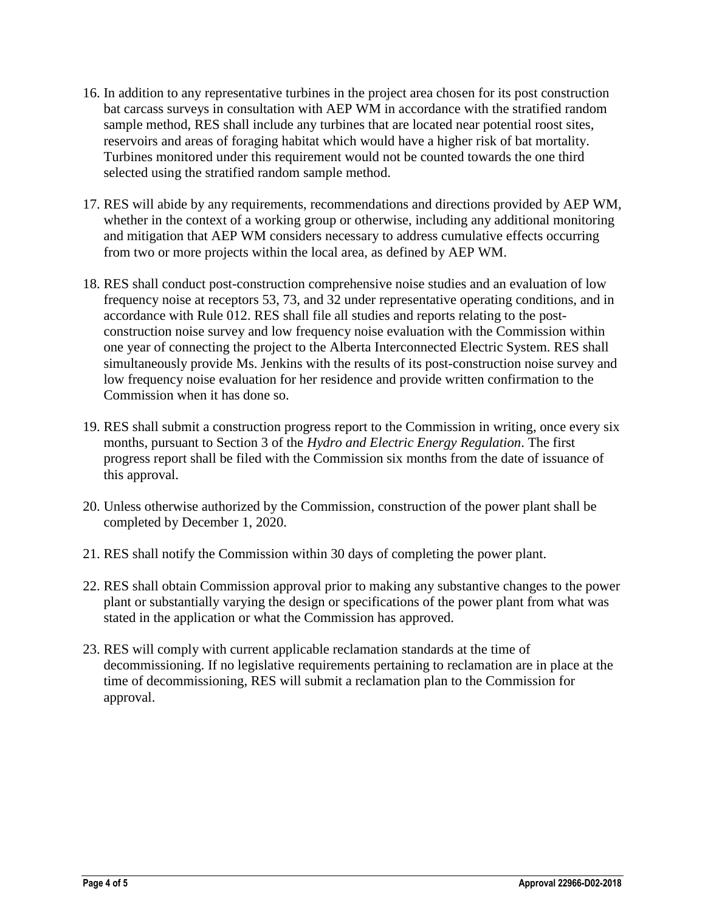16. In addition to any representative turbines in the project area chosen for its post construction bat carcass surveys in consultation with AEP WM in accordance with the stratified random sample method, RES shall include any turbines that are located near potential roost sites, reservoirs and areas of foraging habitat which would have a higher risk of bat mortality. Turbines monitored under this requirement would not be counted towards the one third selected using the stratified random sample method.

17. RES will abide by any requirements, recommendations and directions provided by AEP WM, whether in the context of a working group or otherwise, including any additional monitoring and mitigation that AEP WM considers necessary to address cumulative effects occurring from two or more projects within the local area, as defined by AEP WM.

18. RES shall conduct post-construction comprehensive noise studies and an evaluation of low frequency noise at receptors 53, 73, and 32 under representative operating conditions, and in accordance with Rule 012. RES shall file all studies and reports relating to the post-construction noise survey and low frequency noise evaluation with the Commission within one year of connecting the project to the Alberta Interconnected Electric System. RES shall simultaneously provide Ms. Jenkins with the results of its post-construction noise survey and low frequency noise evaluation for her residence and provide written confirmation to the Commission when it has done so.

19. RES shall submit a construction progress report to the Commission in writing, once every six months, pursuant to Section 3 of the *Hydro and Electric Energy Regulation*. The first progress report shall be filed with the Commission six months from the date of issuance of this approval.

20. Unless otherwise authorized by the Commission, construction of the power plant shall be completed by December 1, 2020.

21. RES shall notify the Commission within 30 days of completing the power plant.

22. RES shall obtain Commission approval prior to making any substantive changes to the power plant or substantially varying the design or specifications of the power plant from what was stated in the application or what the Commission has approved.

23. RES will comply with current applicable reclamation standards at the time of decommissioning. If no legislative requirements pertaining to reclamation are in place at the time of decommissioning, RES will submit a reclamation plan to the Commission for approval.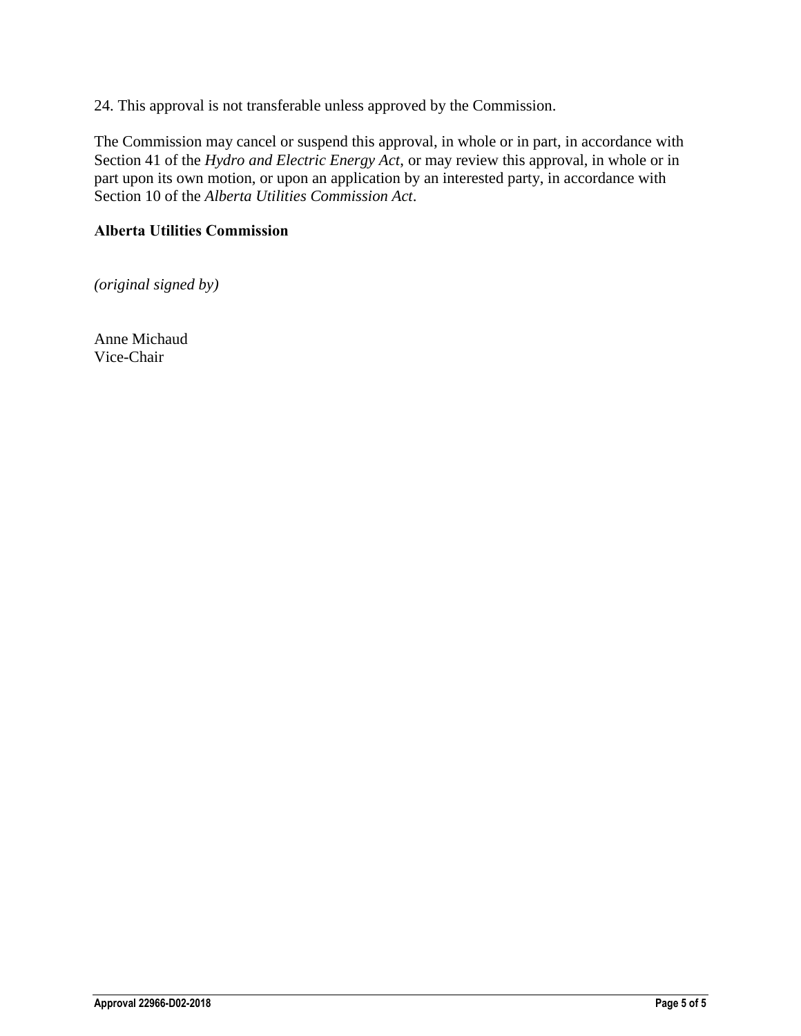24. This approval is not transferable unless approved by the Commission.

The Commission may cancel or suspend this approval, in whole or in part, in accordance with Section 41 of the *Hydro and Electric Energy Act*, or may review this approval, in whole or in part upon its own motion, or upon an application by an interested party, in accordance with Section 10 of the *Alberta Utilities Commission Act*.

**Alberta Utilities Commission**

*(original signed by)*

Anne Michaud
Vice-Chair